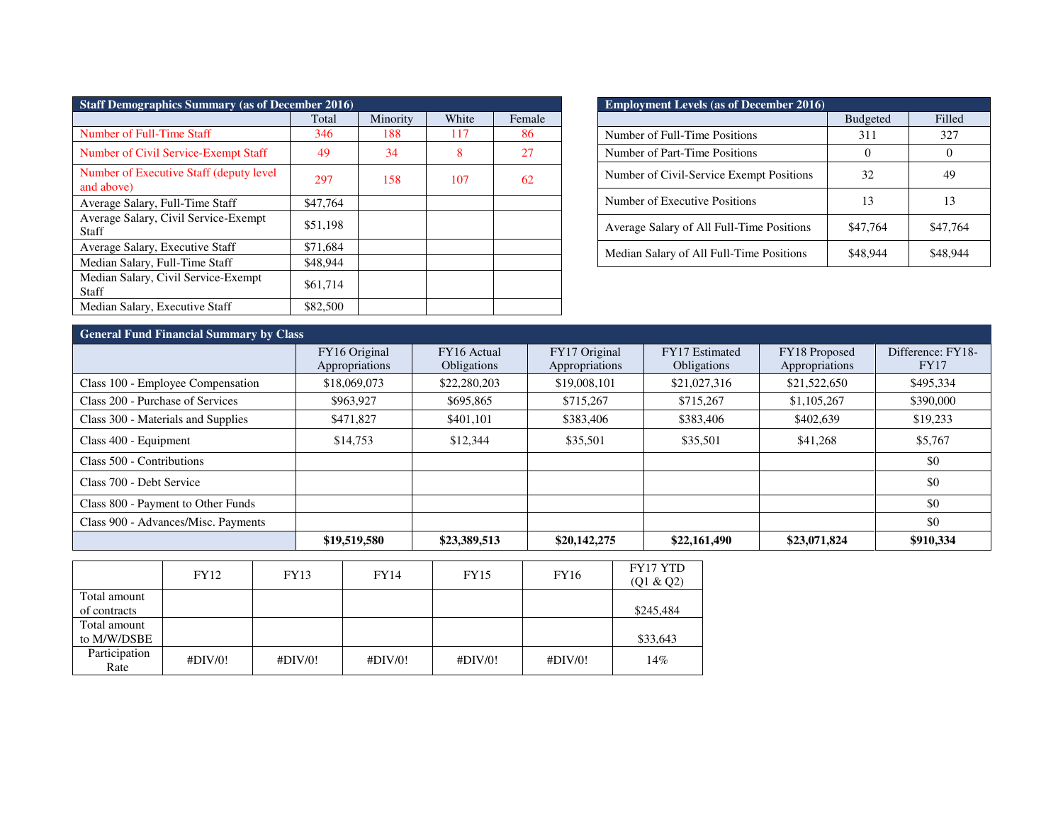| Staff Demographics Summary (as of December 2016) | | | | |
|---|---|---|---|---|
| | Total | Minority | White | Female |
| Number of Full-Time Staff | 346 | 188 | 117 | 86 |
| Number of Civil Service-Exempt Staff | 49 | 34 | 8 | 27 |
| Number of Executive Staff (deputy level and above) | 297 | 158 | 107 | 62 |
| Average Salary, Full-Time Staff | $47,764 | | | |
| Average Salary, Civil Service-Exempt Staff | $51,198 | | | |
| Average Salary, Executive Staff | $71,684 | | | |
| Median Salary, Full-Time Staff | $48,944 | | | |
| Median Salary, Civil Service-Exempt Staff | $61,714 | | | |
| Median Salary, Executive Staff | $82,500 | | | |

| Employment Levels (as of December 2016) | | |
|---|---|---|
| | Budgeted | Filled |
| Number of Full-Time Positions | 311 | 327 |
| Number of Part-Time Positions | 0 | 0 |
| Number of Civil-Service Exempt Positions | 32 | 49 |
| Number of Executive Positions | 13 | 13 |
| Average Salary of All Full-Time Positions | $47,764 | $47,764 |
| Median Salary of All Full-Time Positions | $48,944 | $48,944 |

| General Fund Financial Summary by Class | | | | | | |
|---|---|---|---|---|---|---|
| | FY16 Original Appropriations | FY16 Actual Obligations | FY17 Original Appropriations | FY17 Estimated Obligations | FY18 Proposed Appropriations | Difference: FY18-FY17 |
| Class 100 - Employee Compensation | $18,069,073 | $22,280,203 | $19,008,101 | $21,027,316 | $21,522,650 | $495,334 |
| Class 200 - Purchase of Services | $963,927 | $695,865 | $715,267 | $715,267 | $1,105,267 | $390,000 |
| Class 300 - Materials and Supplies | $471,827 | $401,101 | $383,406 | $383,406 | $402,639 | $19,233 |
| Class 400 - Equipment | $14,753 | $12,344 | $35,501 | $35,501 | $41,268 | $5,767 |
| Class 500 - Contributions | | | | | | $0 |
| Class 700 - Debt Service | | | | | | $0 |
| Class 800 - Payment to Other Funds | | | | | | $0 |
| Class 900 - Advances/Misc. Payments | | | | | | $0 |
| | **$19,519,580** | **$23,389,513** | **$20,142,275** | **$22,161,490** | **$23,071,824** | **$910,334** |

| | FY12 | FY13 | FY14 | FY15 | FY16 | FY17 YTD (Q1 & Q2) |
|---|---|---|---|---|---|---|
| Total amount of contracts | | | | | | $245,484 |
| Total amount to M/W/DSBE | | | | | | $33,643 |
| Participation Rate | #DIV/0! | #DIV/0! | #DIV/0! | #DIV/0! | #DIV/0! | 14% |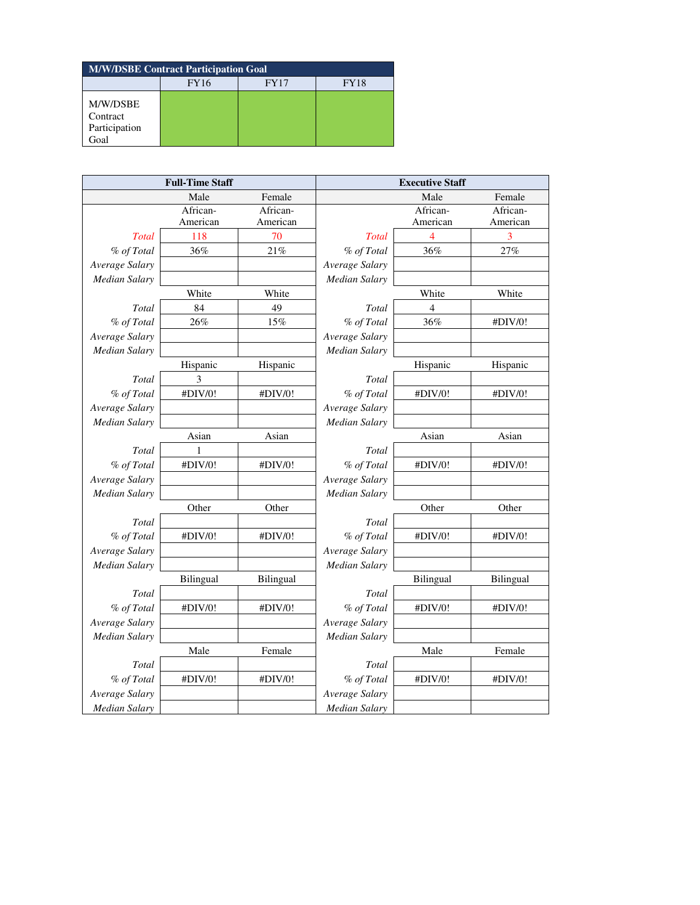| M/W/DSBE Contract Participation Goal | | | |
|---|---|---|---|
| | FY16 | FY17 | FY18 |
| M/W/DSBE Contract Participation Goal | | | |

| Full-Time Staff | | | Executive Staff | | |
|---|---|---|---|---|---|
| | Male | Female | | Male | Female |
| | African-American | African-American | | African-American | African-American |
| *Total* | 118 | 70 | *Total* | 4 | 3 |
| *% of Total* | 36% | 21% | *% of Total* | 36% | 27% |
| *Average Salary* | | | *Average Salary* | | |
| *Median Salary* | | | *Median Salary* | | |
| | White | White | | White | White |
| *Total* | 84 | 49 | *Total* | 4 | |
| *% of Total* | 26% | 15% | *% of Total* | 36% | #DIV/0! |
| *Average Salary* | | | *Average Salary* | | |
| *Median Salary* | | | *Median Salary* | | |
| | Hispanic | Hispanic | | Hispanic | Hispanic |
| *Total* | 3 | | *Total* | | |
| *% of Total* | #DIV/0! | #DIV/0! | *% of Total* | #DIV/0! | #DIV/0! |
| *Average Salary* | | | *Average Salary* | | |
| *Median Salary* | | | *Median Salary* | | |
| | Asian | Asian | | Asian | Asian |
| *Total* | 1 | | *Total* | | |
| *% of Total* | #DIV/0! | #DIV/0! | *% of Total* | #DIV/0! | #DIV/0! |
| *Average Salary* | | | *Average Salary* | | |
| *Median Salary* | | | *Median Salary* | | |
| | Other | Other | | Other | Other |
| *Total* | | | *Total* | | |
| *% of Total* | #DIV/0! | #DIV/0! | *% of Total* | #DIV/0! | #DIV/0! |
| *Average Salary* | | | *Average Salary* | | |
| *Median Salary* | | | *Median Salary* | | |
| | Bilingual | Bilingual | | Bilingual | Bilingual |
| *Total* | | | *Total* | | |
| *% of Total* | #DIV/0! | #DIV/0! | *% of Total* | #DIV/0! | #DIV/0! |
| *Average Salary* | | | *Average Salary* | | |
| *Median Salary* | | | *Median Salary* | | |
| | Male | Female | | Male | Female |
| *Total* | | | *Total* | | |
| *% of Total* | #DIV/0! | #DIV/0! | *% of Total* | #DIV/0! | #DIV/0! |
| *Average Salary* | | | *Average Salary* | | |
| *Median Salary* | | | *Median Salary* | | |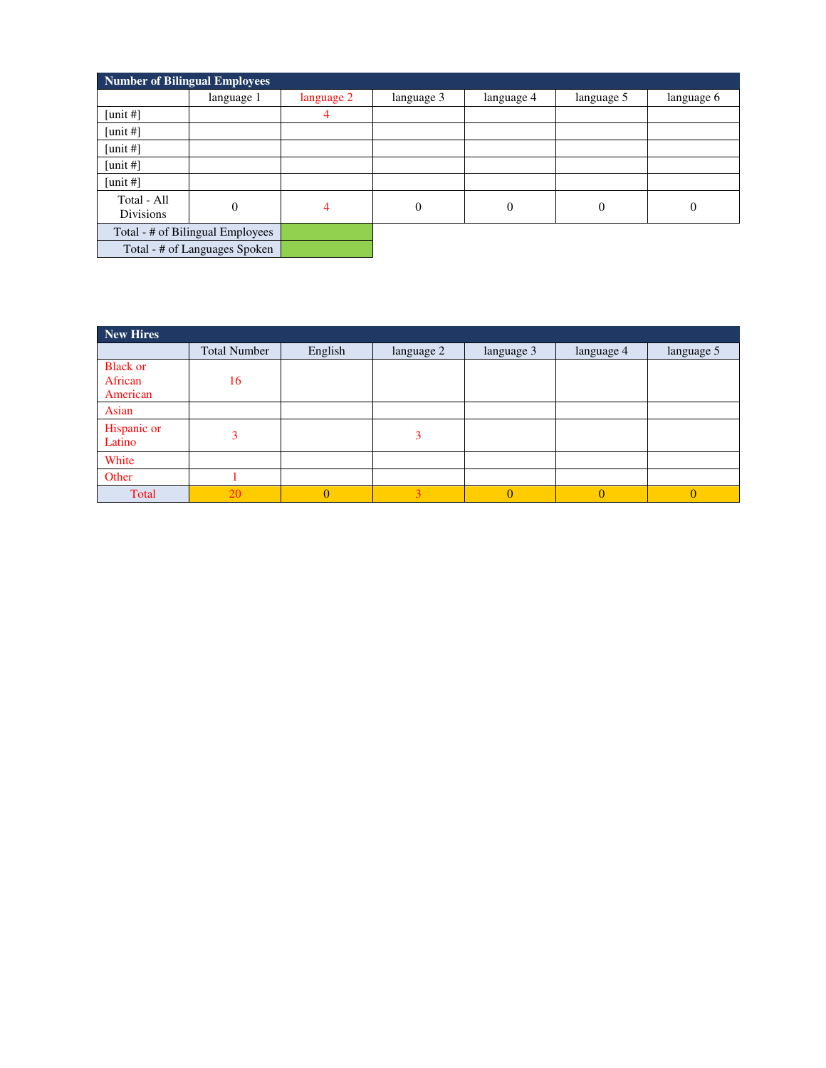| Number of Bilingual Employees | | | | | | |
|---|---|---|---|---|---|---|
| | language 1 | language 2 | language 3 | language 4 | language 5 | language 6 |
| [unit #] | | 4 | | | | |
| [unit #] | | | | | | |
| [unit #] | | | | | | |
| [unit #] | | | | | | |
| [unit #] | | | | | | |
| Total - All Divisions | 0 | 4 | 0 | 0 | 0 | 0 |
| Total - # of Bilingual Employees | | | | | | |
| Total - # of Languages Spoken | | | | | | |

| New Hires | | | | | | |
|---|---|---|---|---|---|---|
| | Total Number | English | language 2 | language 3 | language 4 | language 5 |
| Black or African American | 16 | | | | | |
| Asian | | | | | | |
| Hispanic or Latino | 3 | | 3 | | | |
| White | | | | | | |
| Other | 1 | | | | | |
| Total | 20 | 0 | 3 | 0 | 0 | 0 |